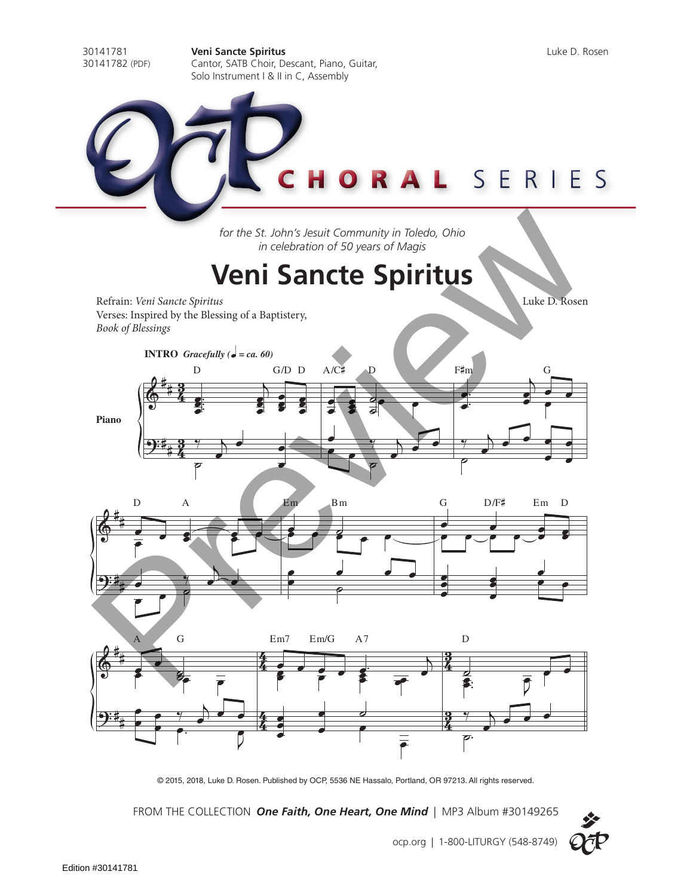30141781
30141782 (PDF)

**Veni Sancte Spiritus**
Cantor, SATB Choir, Descant, Piano, Guitar, Solo Instrument I & II in C, Assembly

Luke D. Rosen

CHORAL SERIES

*for the St. John's Jesuit Community in Toledo, Ohio*
*in celebration of 50 years of Magis*

# Veni Sancte Spiritus

Refrain: *Veni Sancte Spiritus*
Verses: Inspired by the Blessing of a Baptistery, *Book of Blessings*

Luke D. Rosen

**INTRO** ***Gracefully*** (♩ *= ca. 60*)

Piano

D G/D D A/C♯ D F♯m G

D A Em Bm G D/F♯ Em D

A G Em7 Em/G A7 D

© 2015, 2018, Luke D. Rosen. Published by OCP, 5536 NE Hassalo, Portland, OR 97213. All rights reserved.

FROM THE COLLECTION ***One Faith, One Heart, One Mind*** | MP3 Album #30149265

ocp.org | 1-800-LITURGY (548-8749)

Edition #30141781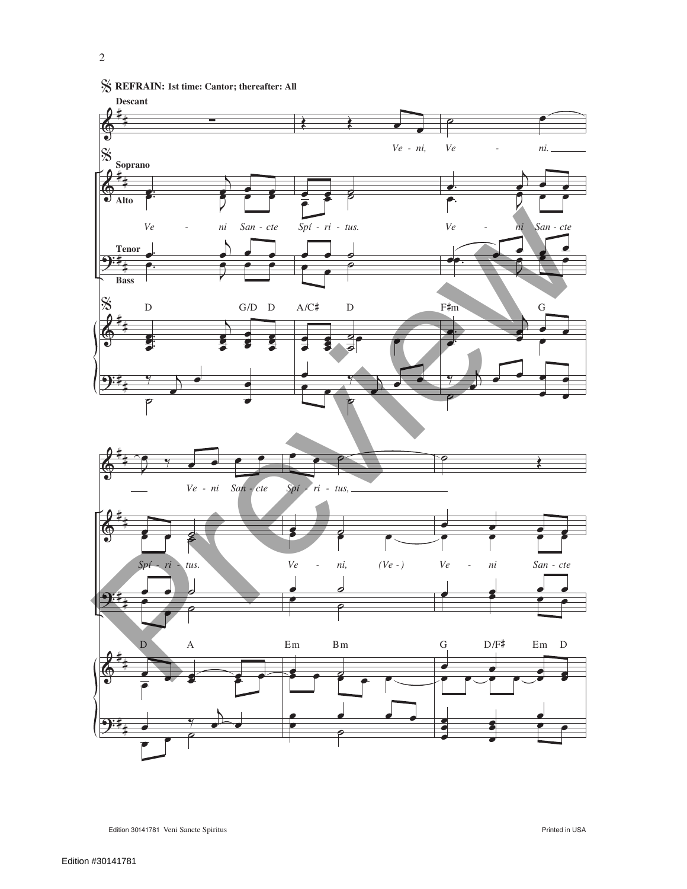𝄋 **REFRAIN: 1st time: Cantor; thereafter: All**

**Descant**

*Ve - ni, Ve - ni. Ve - ni San - cte Spí - ri - tus,*

**Soprano**
**Alto**

*Ve - ni San - cte Spí - ri - tus. Ve - ni San - cte Spí - ri - tus. Ve - ni, (Ve - ) Ve - ni San - cte*

**Tenor**
**Bass**

D G/D D A/C♯ D F♯m G

D A Em Bm G D/F♯ Em D

Edition 30141781 Veni Sancte Spiritus

Printed in USA

Edition #30141781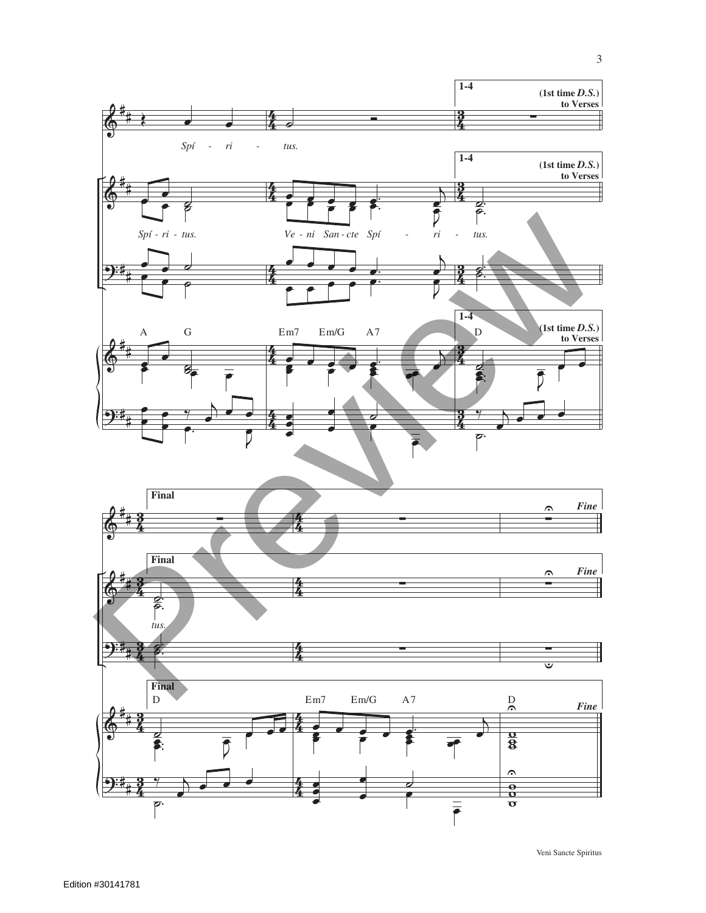1-4 (1st time *D.S.*) to Verses

*Spí - ri - tus.*

*Spí - ri - tus.* *Ve - ni San - cte Spí - ri - tus.*

A G Em7 Em/G A7 D

Final *Fine*

*tus.*

D Em7 Em/G A7 D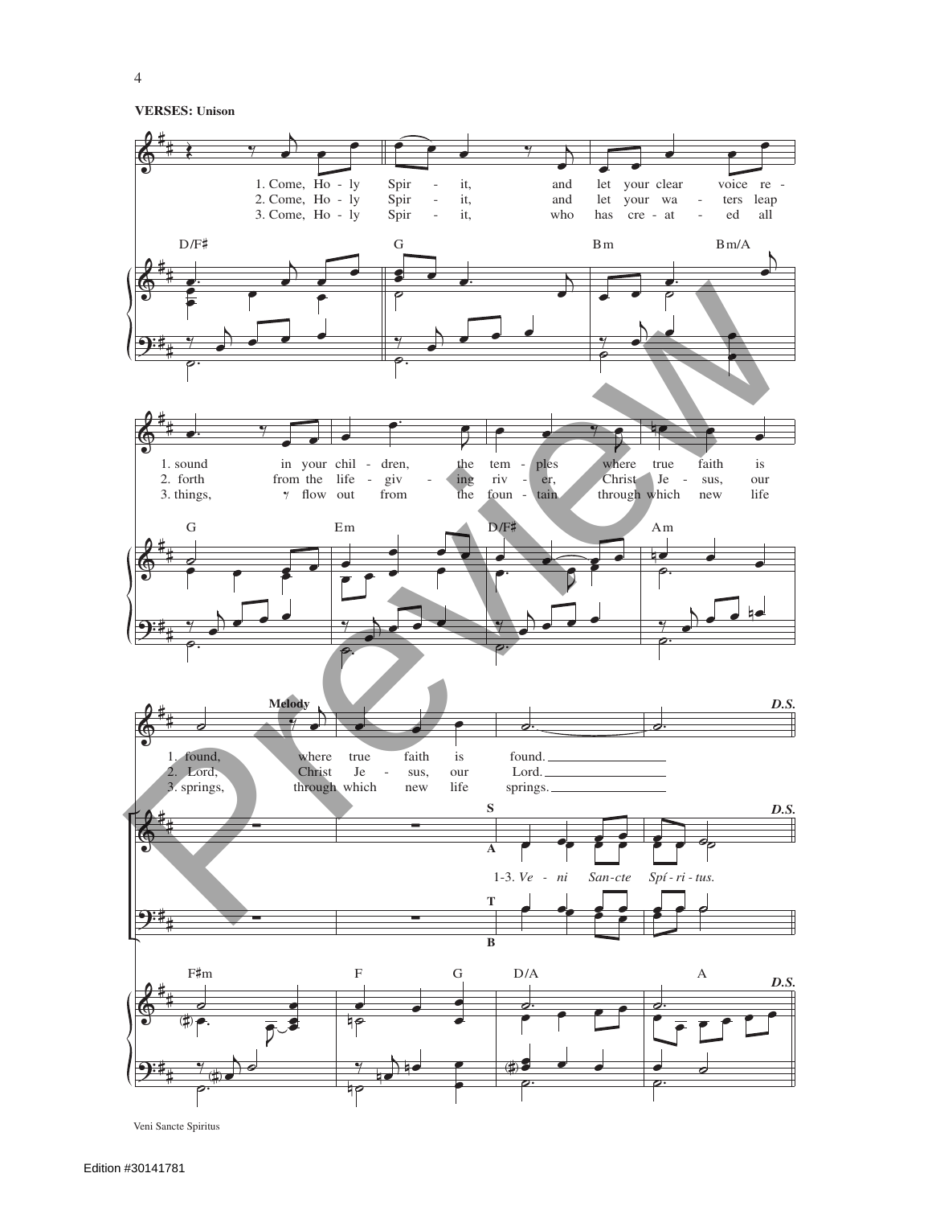**VERSES: Unison**

1. Come, Holy Spirit, and let your clear voice resound in your children, the temples where true faith is found, where true faith is found.

2. Come, Holy Spirit, and let your waters leap forth from the life-giving river, Christ Jesus, our Lord, Christ Jesus, our Lord.

3. Come, Holy Spirit, who has created all things, flow out from the fountain through which new life springs, through which new life springs.

1-3. *Veni Sancte Spíritus.*

*D.S.*

Veni Sancte Spiritus

Edition #30141781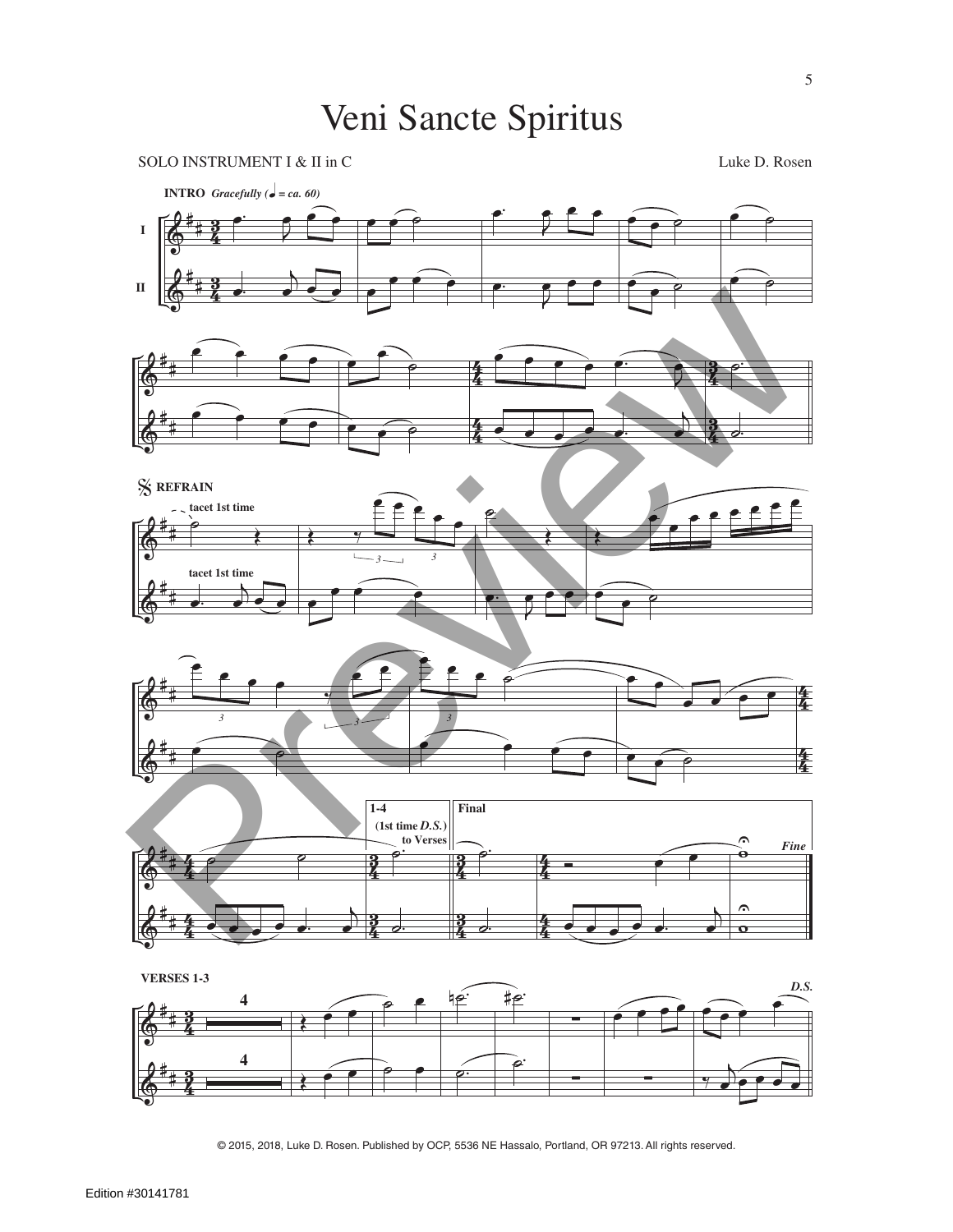# Veni Sancte Spiritus

SOLO INSTRUMENT I & II in C

Luke D. Rosen

**INTRO** *Gracefully (♩ = ca. 60)*

I

II

𝄋 **REFRAIN**

tacet 1st time

tacet 1st time

**1-4** (1st time *D.S.*) to Verses

**Final**

*Fine*

**VERSES 1-3**

*D.S.*

© 2015, 2018, Luke D. Rosen. Published by OCP, 5536 NE Hassalo, Portland, OR 97213. All rights reserved.

Edition #30141781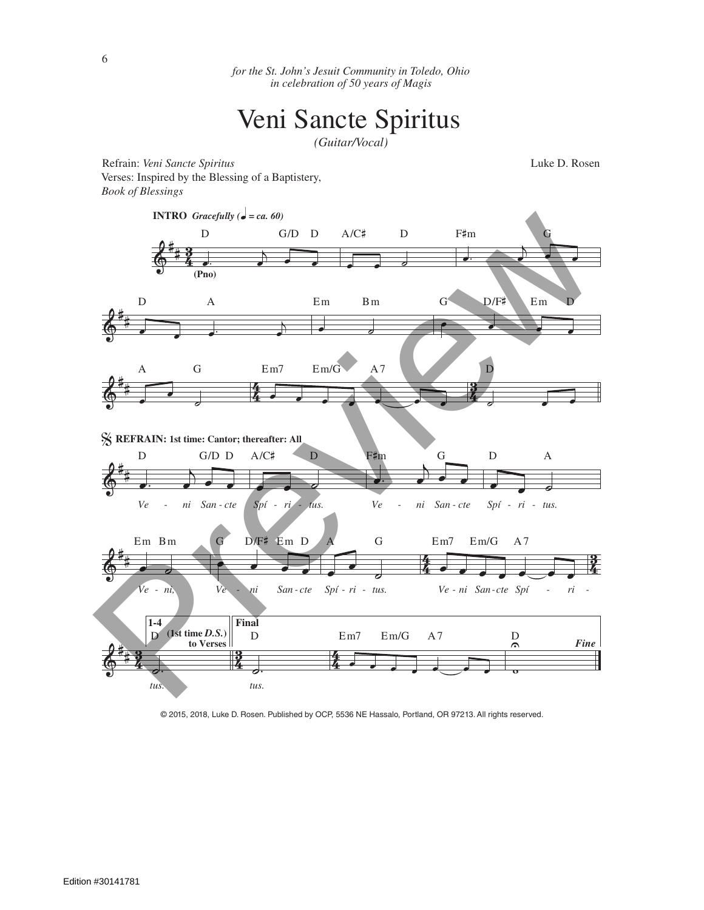*for the St. John's Jesuit Community in Toledo, Ohio*
*in celebration of 50 years of Magis*

# Veni Sancte Spiritus

*(Guitar/Vocal)*

Refrain: *Veni Sancte Spiritus*
Verses: Inspired by the Blessing of a Baptistery,
*Book of Blessings*

Luke D. Rosen

**INTRO** ***Gracefully (♩ = ca. 60)***

D G/D D A/C♯ D F♯m G

(Pno)

D A Em Bm G D/F♯ Em D

A G Em7 Em/G A7 D

𝄋 **REFRAIN: 1st time: Cantor; thereafter: All**

D G/D D A/C♯ D F♯m G D A

*Ve - ni San - cte Spí - ri - tus. Ve - ni San - cte Spí - ri - tus.*

Em Bm G D/F♯ Em D A G Em7 Em/G A7

*Ve - ni, Ve - ni San - cte Spí - ri - tus. Ve - ni San - cte Spí - ri -*

**1-4** D (1st time ***D.S.***) to Verses

*tus.*

**Final** D Em7 Em/G A7 D ***Fine***

*tus.*

© 2015, 2018, Luke D. Rosen. Published by OCP, 5536 NE Hassalo, Portland, OR 97213. All rights reserved.

Edition #30141781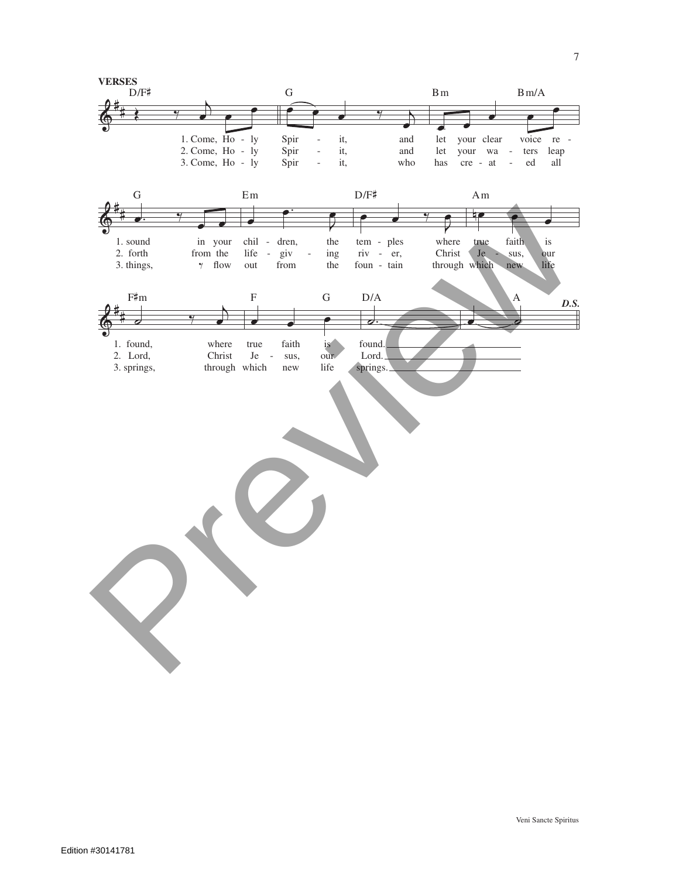**VERSES**

D/F♯ G Bm Bm/A

1. Come, Ho - ly Spir - it, and let your clear voice re -
2. Come, Ho - ly Spir - it, and let your wa - ters leap
3. Come, Ho - ly Spir - it, who has cre - at - ed all

G Em D/F♯ Am

1. sound in your chil - dren, the tem - ples where true faith is
2. forth from the life - giv - ing riv - er, Christ Je - sus, our
3. things, flow out from the foun - tain through which new life

F♯m F G D/A A *D.S.*

1. found, where true faith is found.
2. Lord, Christ Je - sus, our Lord.
3. springs, through which new life springs.

Veni Sancte Spiritus

Edition #30141781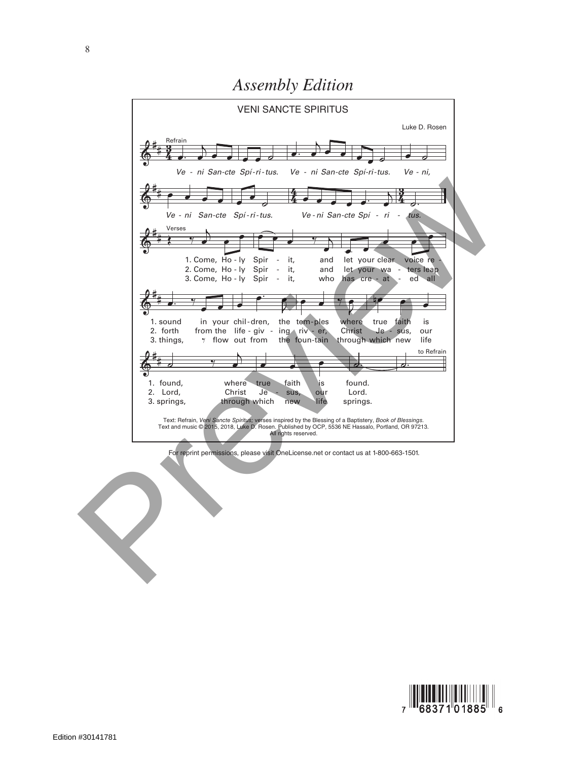## *Assembly Edition*

VENI SANCTE SPIRITUS

Luke D. Rosen

Refrain

*Ve - ni San-cte Spí-ri-tus. Ve - ni San-cte Spí-ri-tus. Ve - ni,*

*Ve - ni San-cte Spí-ri-tus. Ve-ni San-cte Spí - ri - tus.*

Verses

1. Come, Ho - ly Spir - it, and let your clear voice re - sound in your chil-dren, the tem-ples where true faith is found, where true faith is found.
2. Come, Ho - ly Spir - it, and let your wa - ters leap forth from the life - giv - ing riv - er, Christ Je - sus, our Lord, Christ Je - sus, our Lord.
3. Come, Ho - ly Spir - it, who has cre - at - ed all things, flow out from the foun-tain through which new life springs, through which new life springs.

to Refrain

Text: Refrain, *Veni Sancte Spiritus;* verses inspired by the Blessing of a Baptistery, *Book of Blessings.*
Text and music © 2015, 2018, Luke D. Rosen. Published by OCP, 5536 NE Hassalo, Portland, OR 97213.
All rights reserved.

For reprint permissions, please visit OneLicense.net or contact us at 1-800-663-1501.

Preview

7 68371 01885 6

Edition #30141781